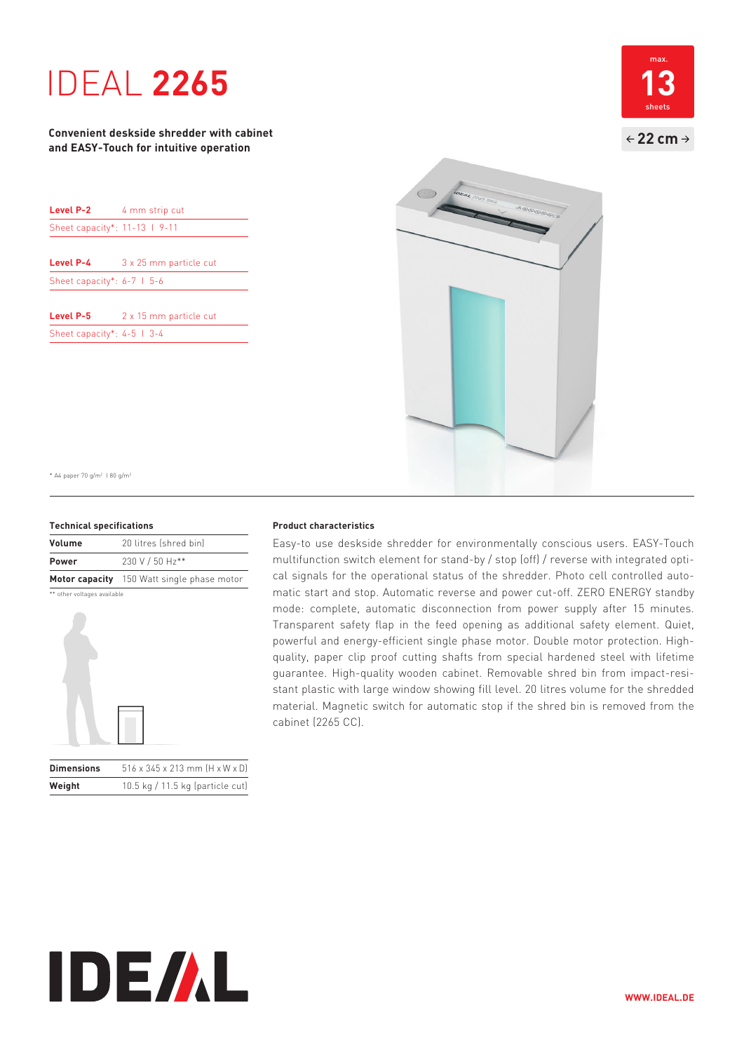# IDEAL **2265**

**Convenient deskside shredder with cabinet and EASY-Touch for intuitive operation**

max. **13** sheets

← **22 cm** →

| **Level P-2** | 4 mm strip cut |
|---|---|
| Sheet capacity*: 11-13 I 9-11 | |

| **Level P-4** | 3 x 25 mm particle cut |
|---|---|
| Sheet capacity*: 6-7 I 5-6 | |

| **Level P-5** | 2 x 15 mm particle cut |
|---|---|
| Sheet capacity*: 4-5 I 3-4 | |

\* A4 paper 70 g/m² I 80 g/m²

**Technical specifications**

| | |
|---|---|
| **Volume** | 20 litres (shred bin) |
| **Power** | 230 V / 50 Hz** |
| **Motor capacity** | 150 Watt single phase motor |

** other voltages available

| | |
|---|---|
| **Dimensions** | 516 x 345 x 213 mm (H x W x D) |
| **Weight** | 10.5 kg / 11.5 kg (particle cut) |

**Product characteristics**

Easy-to use deskside shredder for environmentally conscious users. EASY-Touch multifunction switch element for stand-by / stop (off) / reverse with integrated optical signals for the operational status of the shredder. Photo cell controlled automatic start and stop. Automatic reverse and power cut-off. ZERO ENERGY standby mode: complete, automatic disconnection from power supply after 15 minutes. Transparent safety flap in the feed opening as additional safety element. Quiet, powerful and energy-efficient single phase motor. Double motor protection. High-quality, paper clip proof cutting shafts from special hardened steel with lifetime guarantee. High-quality wooden cabinet. Removable shred bin from impact-resistant plastic with large window showing fill level. 20 litres volume for the shredded material. Magnetic switch for automatic stop if the shred bin is removed from the cabinet (2265 CC).

IDEAL

WWW.IDEAL.DE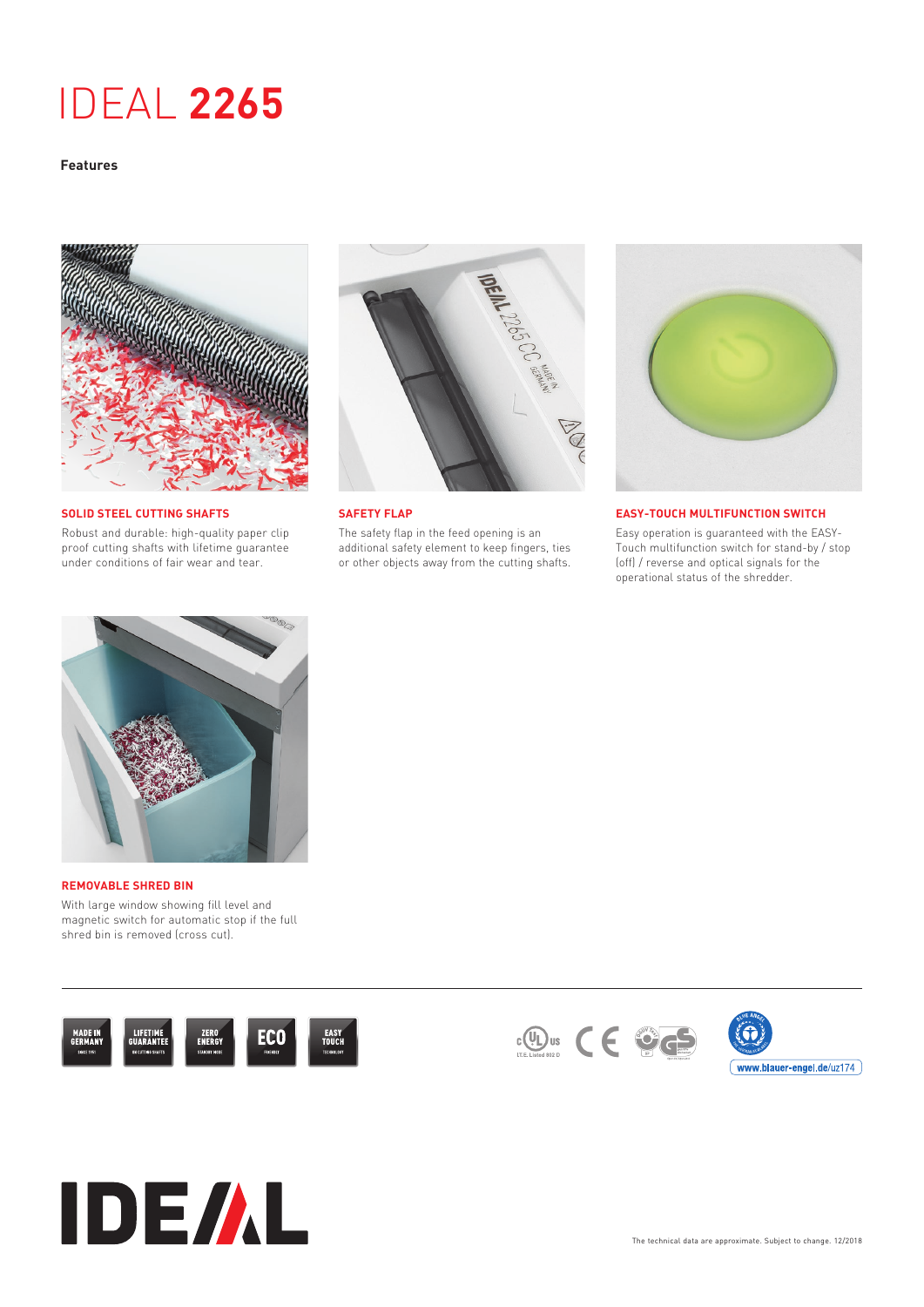# IDEAL **2265**

**Features**

### SOLID STEEL CUTTING SHAFTS

Robust and durable: high-quality paper clip proof cutting shafts with lifetime guarantee under conditions of fair wear and tear.

### SAFETY FLAP

The safety flap in the feed opening is an additional safety element to keep fingers, ties or other objects away from the cutting shafts.

### EASY-TOUCH MULTIFUNCTION SWITCH

Easy operation is guaranteed with the EASY-Touch multifunction switch for stand-by / stop (off) / reverse and optical signals for the operational status of the shredder.

### REMOVABLE SHRED BIN

With large window showing fill level and magnetic switch for automatic stop if the full shred bin is removed (cross cut).

MADE IN GERMANY SINCE 1951 | LIFETIME GUARANTEE ON CUTTING SHAFTS | ZERO ENERGY STANDBY MODE | ECO FRIENDLY | EASY TOUCH TECHNOLOGY

www.blauer-engel.de/uz174

The technical data are approximate. Subject to change. 12/2018